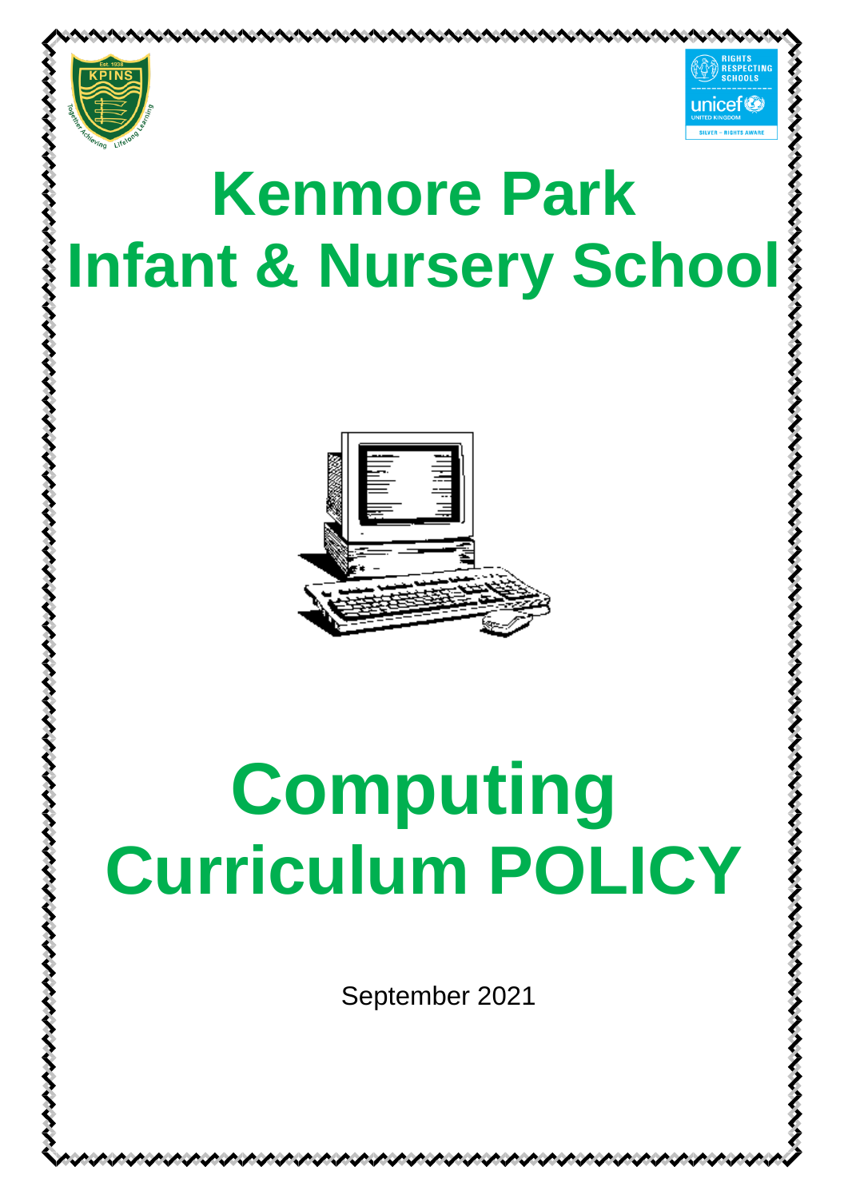# Kenmore Park Infant & Nursery School

# Computing Curriculum POLICY

September 2021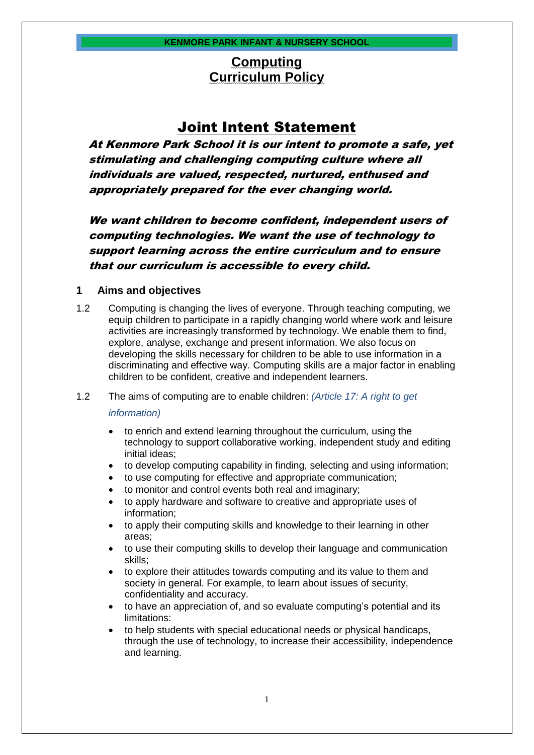**KENMORE PARK INFANT & NURSERY SCHOOL**

# Computing
# Curriculum Policy

## Joint Intent Statement

***At Kenmore Park School it is our intent to promote a safe, yet stimulating and challenging computing culture where all individuals are valued, respected, nurtured, enthused and appropriately prepared for the ever changing world.***

***We want children to become confident, independent users of computing technologies. We want the use of technology to support learning across the entire curriculum and to ensure that our curriculum is accessible to every child.***

### 1 Aims and objectives

1.2 Computing is changing the lives of everyone. Through teaching computing, we equip children to participate in a rapidly changing world where work and leisure activities are increasingly transformed by technology. We enable them to find, explore, analyse, exchange and present information. We also focus on developing the skills necessary for children to be able to use information in a discriminating and effective way. Computing skills are a major factor in enabling children to be confident, creative and independent learners.

1.2 The aims of computing are to enable children: *(Article 17: A right to get information)*

- to enrich and extend learning throughout the curriculum, using the technology to support collaborative working, independent study and editing initial ideas;
- to develop computing capability in finding, selecting and using information;
- to use computing for effective and appropriate communication;
- to monitor and control events both real and imaginary;
- to apply hardware and software to creative and appropriate uses of information;
- to apply their computing skills and knowledge to their learning in other areas;
- to use their computing skills to develop their language and communication skills;
- to explore their attitudes towards computing and its value to them and society in general. For example, to learn about issues of security, confidentiality and accuracy.
- to have an appreciation of, and so evaluate computing's potential and its limitations:
- to help students with special educational needs or physical handicaps, through the use of technology, to increase their accessibility, independence and learning.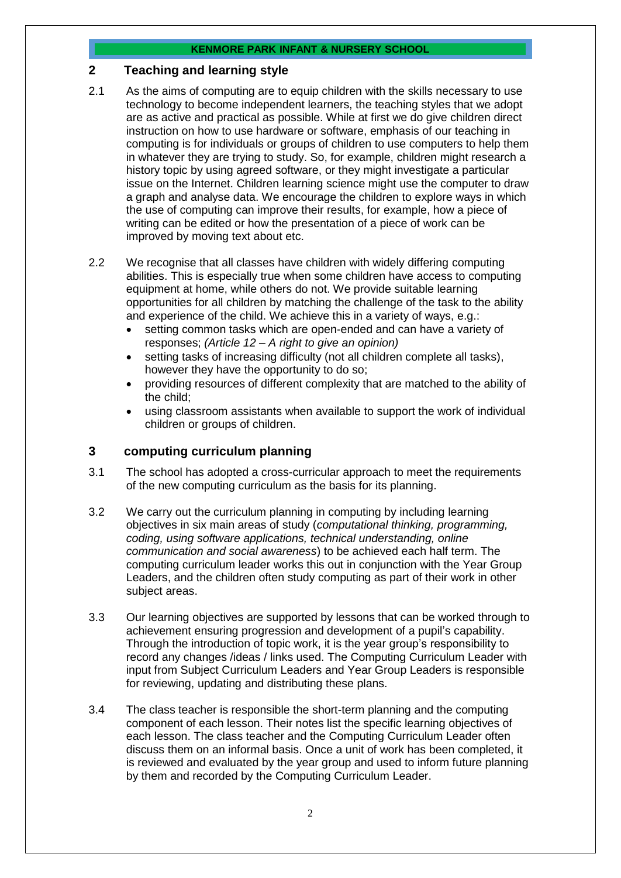## 2 Teaching and learning style

2.1 As the aims of computing are to equip children with the skills necessary to use technology to become independent learners, the teaching styles that we adopt are as active and practical as possible. While at first we do give children direct instruction on how to use hardware or software, emphasis of our teaching in computing is for individuals or groups of children to use computers to help them in whatever they are trying to study. So, for example, children might research a history topic by using agreed software, or they might investigate a particular issue on the Internet. Children learning science might use the computer to draw a graph and analyse data. We encourage the children to explore ways in which the use of computing can improve their results, for example, how a piece of writing can be edited or how the presentation of a piece of work can be improved by moving text about etc.

2.2 We recognise that all classes have children with widely differing computing abilities. This is especially true when some children have access to computing equipment at home, while others do not. We provide suitable learning opportunities for all children by matching the challenge of the task to the ability and experience of the child. We achieve this in a variety of ways, e.g.:

- setting common tasks which are open-ended and can have a variety of responses; *(Article 12 – A right to give an opinion)*
- setting tasks of increasing difficulty (not all children complete all tasks), however they have the opportunity to do so;
- providing resources of different complexity that are matched to the ability of the child;
- using classroom assistants when available to support the work of individual children or groups of children.

## 3 computing curriculum planning

3.1 The school has adopted a cross-curricular approach to meet the requirements of the new computing curriculum as the basis for its planning.

3.2 We carry out the curriculum planning in computing by including learning objectives in six main areas of study (*computational thinking, programming, coding, using software applications, technical understanding, online communication and social awareness*) to be achieved each half term. The computing curriculum leader works this out in conjunction with the Year Group Leaders, and the children often study computing as part of their work in other subject areas.

3.3 Our learning objectives are supported by lessons that can be worked through to achievement ensuring progression and development of a pupil's capability. Through the introduction of topic work, it is the year group's responsibility to record any changes /ideas / links used. The Computing Curriculum Leader with input from Subject Curriculum Leaders and Year Group Leaders is responsible for reviewing, updating and distributing these plans.

3.4 The class teacher is responsible the short-term planning and the computing component of each lesson. Their notes list the specific learning objectives of each lesson. The class teacher and the Computing Curriculum Leader often discuss them on an informal basis. Once a unit of work has been completed, it is reviewed and evaluated by the year group and used to inform future planning by them and recorded by the Computing Curriculum Leader.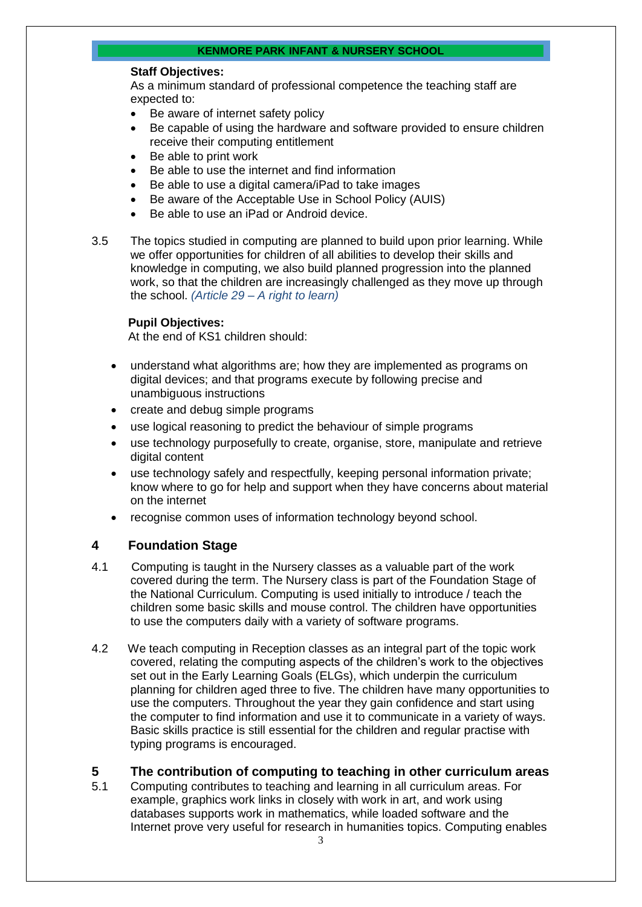**Staff Objectives:**
As a minimum standard of professional competence the teaching staff are expected to:

- Be aware of internet safety policy
- Be capable of using the hardware and software provided to ensure children receive their computing entitlement
- Be able to print work
- Be able to use the internet and find information
- Be able to use a digital camera/iPad to take images
- Be aware of the Acceptable Use in School Policy (AUIS)
- Be able to use an iPad or Android device.

3.5 The topics studied in computing are planned to build upon prior learning. While we offer opportunities for children of all abilities to develop their skills and knowledge in computing, we also build planned progression into the planned work, so that the children are increasingly challenged as they move up through the school. *(Article 29 – A right to learn)*

**Pupil Objectives:**
At the end of KS1 children should:

- understand what algorithms are; how they are implemented as programs on digital devices; and that programs execute by following precise and unambiguous instructions
- create and debug simple programs
- use logical reasoning to predict the behaviour of simple programs
- use technology purposefully to create, organise, store, manipulate and retrieve digital content
- use technology safely and respectfully, keeping personal information private; know where to go for help and support when they have concerns about material on the internet
- recognise common uses of information technology beyond school.

## 4 Foundation Stage

4.1 Computing is taught in the Nursery classes as a valuable part of the work covered during the term. The Nursery class is part of the Foundation Stage of the National Curriculum. Computing is used initially to introduce / teach the children some basic skills and mouse control. The children have opportunities to use the computers daily with a variety of software programs.

4.2 We teach computing in Reception classes as an integral part of the topic work covered, relating the computing aspects of the children's work to the objectives set out in the Early Learning Goals (ELGs), which underpin the curriculum planning for children aged three to five. The children have many opportunities to use the computers. Throughout the year they gain confidence and start using the computer to find information and use it to communicate in a variety of ways. Basic skills practice is still essential for the children and regular practise with typing programs is encouraged.

## 5 The contribution of computing to teaching in other curriculum areas

5.1 Computing contributes to teaching and learning in all curriculum areas. For example, graphics work links in closely with work in art, and work using databases supports work in mathematics, while loaded software and the Internet prove very useful for research in humanities topics. Computing enables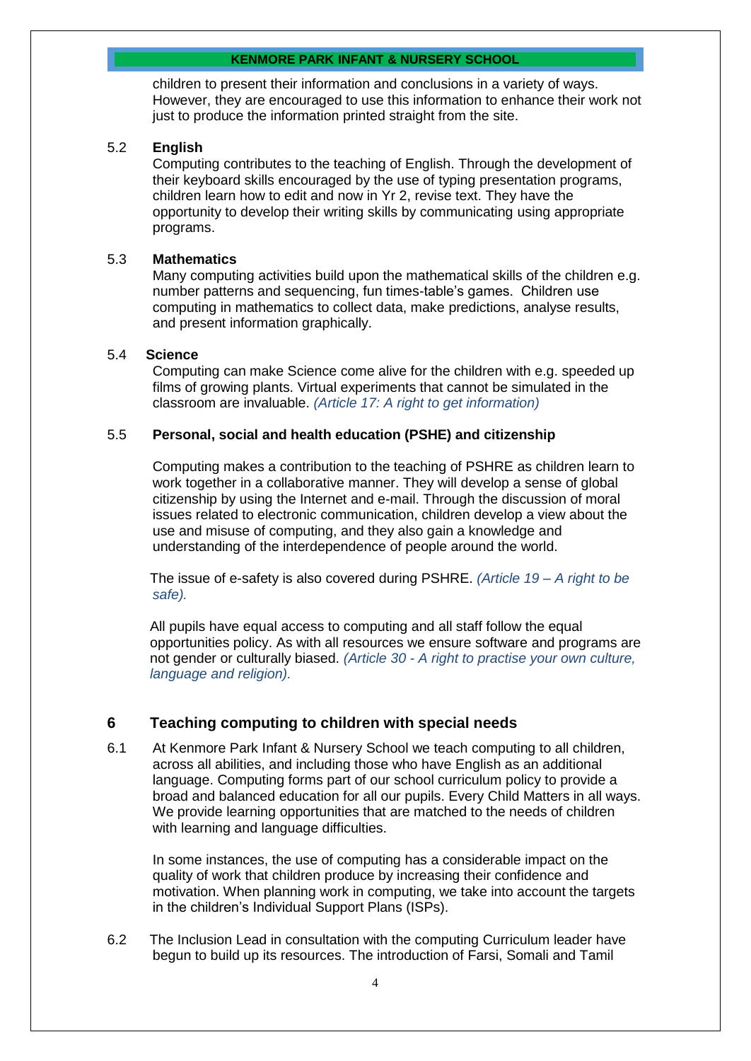children to present their information and conclusions in a variety of ways. However, they are encouraged to use this information to enhance their work not just to produce the information printed straight from the site.

5.2 **English**

Computing contributes to the teaching of English. Through the development of their keyboard skills encouraged by the use of typing presentation programs, children learn how to edit and now in Yr 2, revise text. They have the opportunity to develop their writing skills by communicating using appropriate programs.

5.3 **Mathematics**

Many computing activities build upon the mathematical skills of the children e.g. number patterns and sequencing, fun times-table's games. Children use computing in mathematics to collect data, make predictions, analyse results, and present information graphically.

5.4 **Science**

Computing can make Science come alive for the children with e.g. speeded up films of growing plants. Virtual experiments that cannot be simulated in the classroom are invaluable. *(Article 17: A right to get information)*

5.5 **Personal, social and health education (PSHE) and citizenship**

Computing makes a contribution to the teaching of PSHRE as children learn to work together in a collaborative manner. They will develop a sense of global citizenship by using the Internet and e-mail. Through the discussion of moral issues related to electronic communication, children develop a view about the use and misuse of computing, and they also gain a knowledge and understanding of the interdependence of people around the world.

The issue of e-safety is also covered during PSHRE. *(Article 19 – A right to be safe).*

All pupils have equal access to computing and all staff follow the equal opportunities policy. As with all resources we ensure software and programs are not gender or culturally biased. *(Article 30 - A right to practise your own culture, language and religion).*

## 6 Teaching computing to children with special needs

6.1 At Kenmore Park Infant & Nursery School we teach computing to all children, across all abilities, and including those who have English as an additional language. Computing forms part of our school curriculum policy to provide a broad and balanced education for all our pupils. Every Child Matters in all ways. We provide learning opportunities that are matched to the needs of children with learning and language difficulties.

In some instances, the use of computing has a considerable impact on the quality of work that children produce by increasing their confidence and motivation. When planning work in computing, we take into account the targets in the children's Individual Support Plans (ISPs).

6.2 The Inclusion Lead in consultation with the computing Curriculum leader have begun to build up its resources. The introduction of Farsi, Somali and Tamil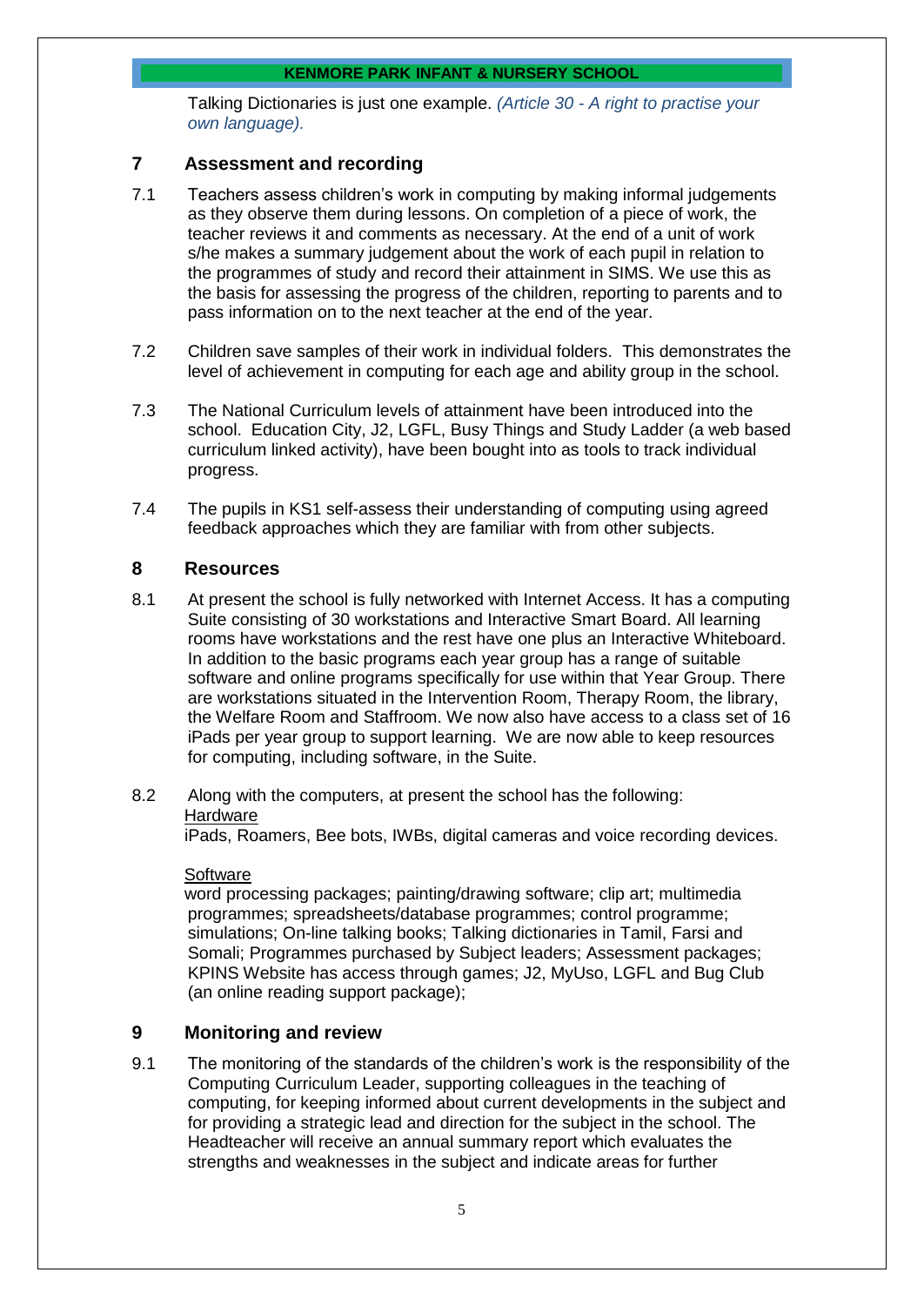Talking Dictionaries is just one example. *(Article 30 - A right to practise your own language).*

## 7 Assessment and recording

7.1 Teachers assess children's work in computing by making informal judgements as they observe them during lessons. On completion of a piece of work, the teacher reviews it and comments as necessary. At the end of a unit of work s/he makes a summary judgement about the work of each pupil in relation to the programmes of study and record their attainment in SIMS. We use this as the basis for assessing the progress of the children, reporting to parents and to pass information on to the next teacher at the end of the year.

7.2 Children save samples of their work in individual folders. This demonstrates the level of achievement in computing for each age and ability group in the school.

7.3 The National Curriculum levels of attainment have been introduced into the school. Education City, J2, LGFL, Busy Things and Study Ladder (a web based curriculum linked activity), have been bought into as tools to track individual progress.

7.4 The pupils in KS1 self-assess their understanding of computing using agreed feedback approaches which they are familiar with from other subjects.

## 8 Resources

8.1 At present the school is fully networked with Internet Access. It has a computing Suite consisting of 30 workstations and Interactive Smart Board. All learning rooms have workstations and the rest have one plus an Interactive Whiteboard. In addition to the basic programs each year group has a range of suitable software and online programs specifically for use within that Year Group. There are workstations situated in the Intervention Room, Therapy Room, the library, the Welfare Room and Staffroom. We now also have access to a class set of 16 iPads per year group to support learning. We are now able to keep resources for computing, including software, in the Suite.

8.2 Along with the computers, at present the school has the following:

Hardware

iPads, Roamers, Bee bots, IWBs, digital cameras and voice recording devices.

Software

word processing packages; painting/drawing software; clip art; multimedia programmes; spreadsheets/database programmes; control programme; simulations; On-line talking books; Talking dictionaries in Tamil, Farsi and Somali; Programmes purchased by Subject leaders; Assessment packages; KPINS Website has access through games; J2, MyUso, LGFL and Bug Club (an online reading support package);

## 9 Monitoring and review

9.1 The monitoring of the standards of the children's work is the responsibility of the Computing Curriculum Leader, supporting colleagues in the teaching of computing, for keeping informed about current developments in the subject and for providing a strategic lead and direction for the subject in the school. The Headteacher will receive an annual summary report which evaluates the strengths and weaknesses in the subject and indicate areas for further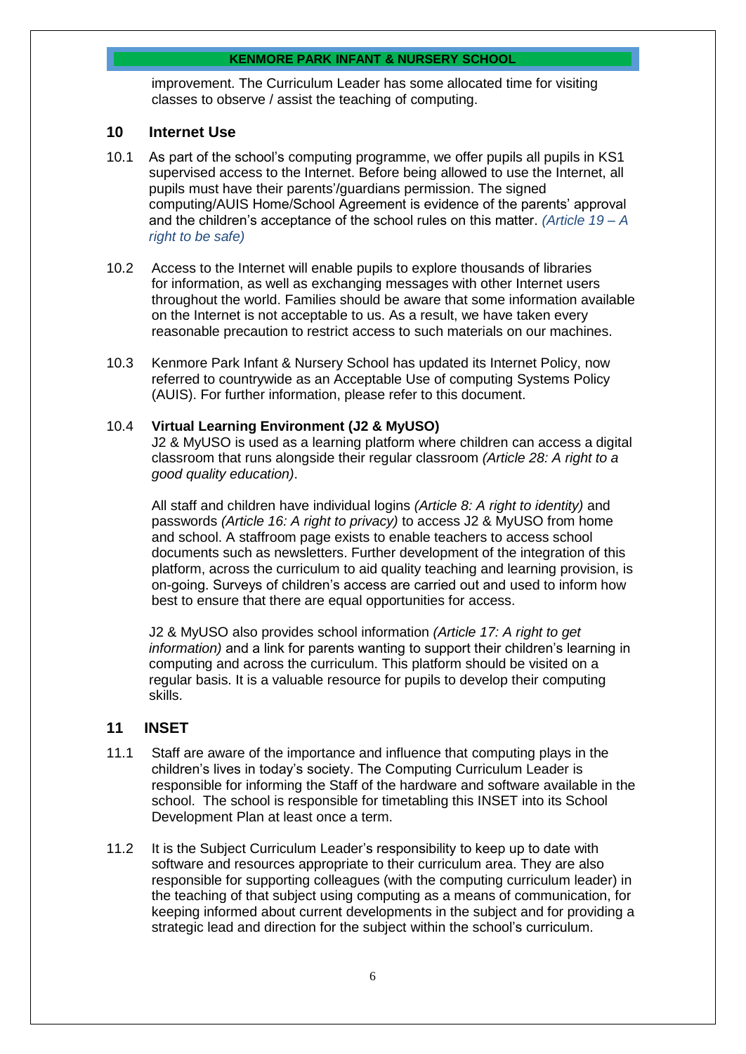improvement. The Curriculum Leader has some allocated time for visiting classes to observe / assist the teaching of computing.

## 10 Internet Use

10.1 As part of the school's computing programme, we offer pupils all pupils in KS1 supervised access to the Internet. Before being allowed to use the Internet, all pupils must have their parents'/guardians permission. The signed computing/AUIS Home/School Agreement is evidence of the parents' approval and the children's acceptance of the school rules on this matter. *(Article 19 – A right to be safe)*

10.2 Access to the Internet will enable pupils to explore thousands of libraries for information, as well as exchanging messages with other Internet users throughout the world. Families should be aware that some information available on the Internet is not acceptable to us. As a result, we have taken every reasonable precaution to restrict access to such materials on our machines.

10.3 Kenmore Park Infant & Nursery School has updated its Internet Policy, now referred to countrywide as an Acceptable Use of computing Systems Policy (AUIS). For further information, please refer to this document.

10.4 **Virtual Learning Environment (J2 & MyUSO)**
J2 & MyUSO is used as a learning platform where children can access a digital classroom that runs alongside their regular classroom *(Article 28: A right to a good quality education)*.

All staff and children have individual logins *(Article 8: A right to identity)* and passwords *(Article 16: A right to privacy)* to access J2 & MyUSO from home and school. A staffroom page exists to enable teachers to access school documents such as newsletters. Further development of the integration of this platform, across the curriculum to aid quality teaching and learning provision, is on-going. Surveys of children's access are carried out and used to inform how best to ensure that there are equal opportunities for access.

J2 & MyUSO also provides school information *(Article 17: A right to get information)* and a link for parents wanting to support their children's learning in computing and across the curriculum. This platform should be visited on a regular basis. It is a valuable resource for pupils to develop their computing skills.

## 11 INSET

11.1 Staff are aware of the importance and influence that computing plays in the children's lives in today's society. The Computing Curriculum Leader is responsible for informing the Staff of the hardware and software available in the school. The school is responsible for timetabling this INSET into its School Development Plan at least once a term.

11.2 It is the Subject Curriculum Leader's responsibility to keep up to date with software and resources appropriate to their curriculum area. They are also responsible for supporting colleagues (with the computing curriculum leader) in the teaching of that subject using computing as a means of communication, for keeping informed about current developments in the subject and for providing a strategic lead and direction for the subject within the school's curriculum.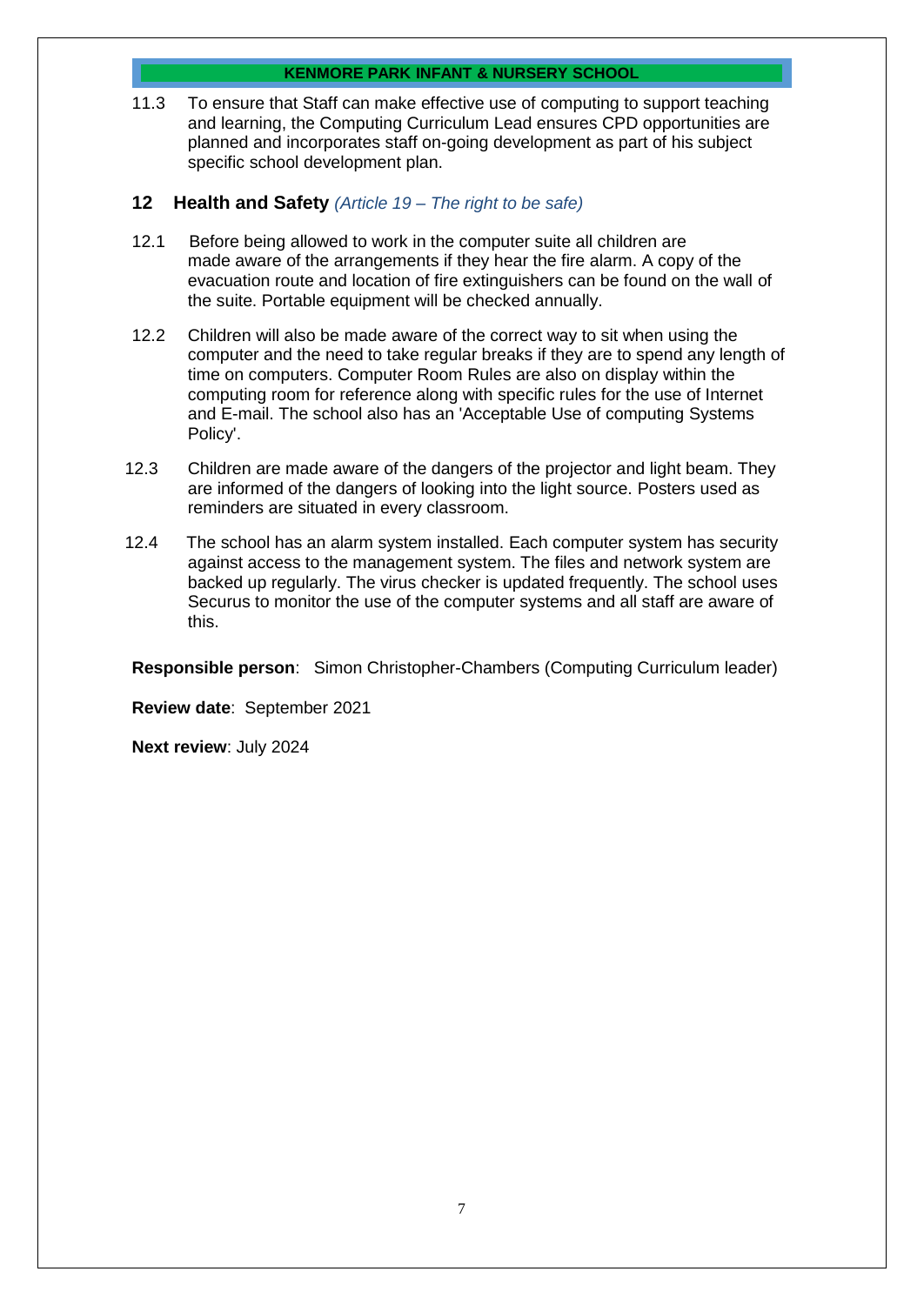11.3 To ensure that Staff can make effective use of computing to support teaching and learning, the Computing Curriculum Lead ensures CPD opportunities are planned and incorporates staff on-going development as part of his subject specific school development plan.

## 12 Health and Safety *(Article 19 – The right to be safe)*

12.1 Before being allowed to work in the computer suite all children are made aware of the arrangements if they hear the fire alarm. A copy of the evacuation route and location of fire extinguishers can be found on the wall of the suite. Portable equipment will be checked annually.

12.2 Children will also be made aware of the correct way to sit when using the computer and the need to take regular breaks if they are to spend any length of time on computers. Computer Room Rules are also on display within the computing room for reference along with specific rules for the use of Internet and E-mail. The school also has an 'Acceptable Use of computing Systems Policy'.

12.3 Children are made aware of the dangers of the projector and light beam. They are informed of the dangers of looking into the light source. Posters used as reminders are situated in every classroom.

12.4 The school has an alarm system installed. Each computer system has security against access to the management system. The files and network system are backed up regularly. The virus checker is updated frequently. The school uses Securus to monitor the use of the computer systems and all staff are aware of this.

**Responsible person**: Simon Christopher-Chambers (Computing Curriculum leader)

**Review date**: September 2021

**Next review**: July 2024